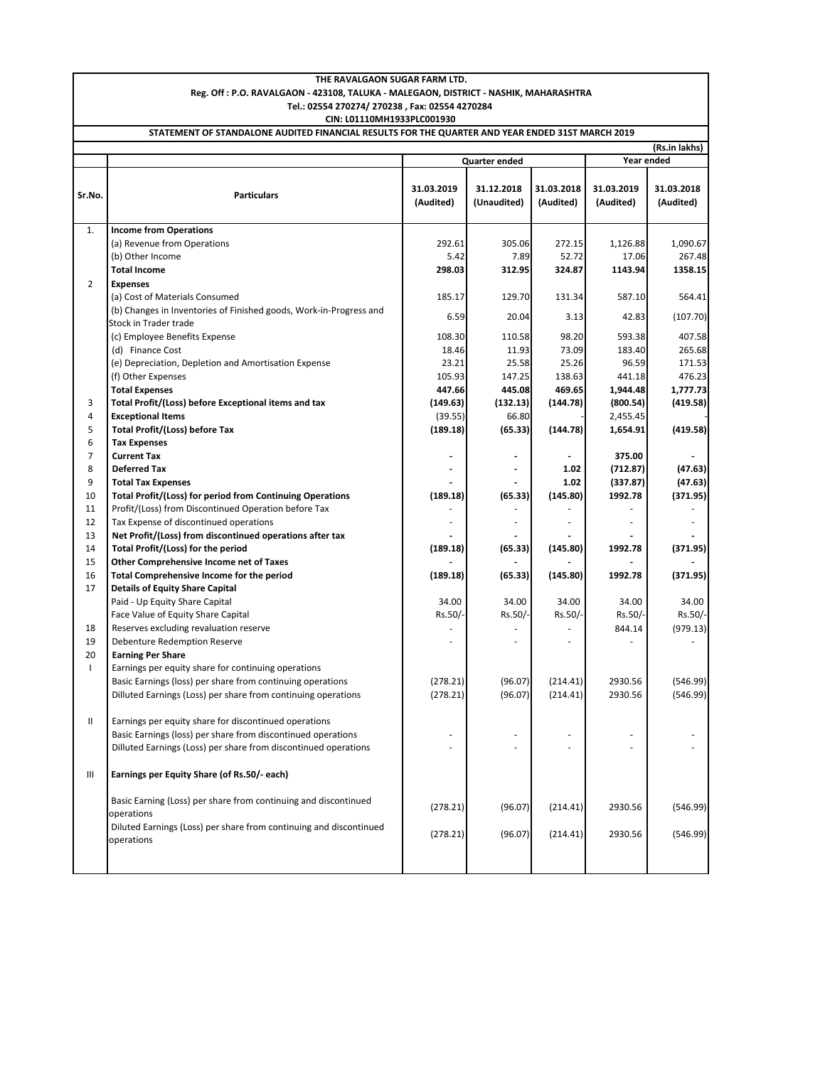**THE RAVALGAON SUGAR FARM LTD.**

**Reg. Off : P.O. RAVALGAON - 423108, TALUKA - MALEGAON, DISTRICT - NASHIK, MAHARASHTRA**

**Tel.: 02554 270274/ 270238 , Fax: 02554 4270284**

**CIN: L01110MH1933PLC001930**

**STATEMENT OF STANDALONE AUDITED FINANCIAL RESULTS FOR THE QUARTER AND YEAR ENDED 31ST MARCH 2019**

**(Rs.in lakhs)**

| Sr.No. | Particulars | Quarter ended | | | Year ended | |
|---|---|---|---|---|---|---|
| | | 31.03.2019 (Audited) | 31.12.2018 (Unaudited) | 31.03.2018 (Audited) | 31.03.2019 (Audited) | 31.03.2018 (Audited) |
| 1. | **Income from Operations** | | | | | |
| | (a) Revenue from Operations | 292.61 | 305.06 | 272.15 | 1,126.88 | 1,090.67 |
| | (b) Other Income | 5.42 | 7.89 | 52.72 | 17.06 | 267.48 |
| | **Total Income** | **298.03** | **312.95** | **324.87** | **1143.94** | **1358.15** |
| 2 | **Expenses** | | | | | |
| | (a) Cost of Materials Consumed | 185.17 | 129.70 | 131.34 | 587.10 | 564.41 |
| | (b) Changes in Inventories of Finished goods, Work-in-Progress and Stock in Trader trade | 6.59 | 20.04 | 3.13 | 42.83 | (107.70) |
| | (c) Employee Benefits Expense | 108.30 | 110.58 | 98.20 | 593.38 | 407.58 |
| | (d) Finance Cost | 18.46 | 11.93 | 73.09 | 183.40 | 265.68 |
| | (e) Depreciation, Depletion and Amortisation Expense | 23.21 | 25.58 | 25.26 | 96.59 | 171.53 |
| | (f) Other Expenses | 105.93 | 147.25 | 138.63 | 441.18 | 476.23 |
| | **Total Expenses** | **447.66** | **445.08** | **469.65** | **1,944.48** | **1,777.73** |
| 3 | **Total Profit/(Loss) before Exceptional items and tax** | **(149.63)** | **(132.13)** | **(144.78)** | **(800.54)** | **(419.58)** |
| 4 | **Exceptional Items** | (39.55) | 66.80 | - | 2,455.45 | - |
| 5 | **Total Profit/(Loss) before Tax** | **(189.18)** | **(65.33)** | **(144.78)** | **1,654.91** | **(419.58)** |
| 6 | **Tax Expenses** | | | | | |
| 7 | **Current Tax** | **-** | **-** | **-** | **375.00** | **-** |
| 8 | **Deferred Tax** | **-** | **-** | **1.02** | **(712.87)** | **(47.63)** |
| 9 | **Total Tax Expenses** | **-** | **-** | **1.02** | **(337.87)** | **(47.63)** |
| 10 | **Total Profit/(Loss) for period from Continuing Operations** | **(189.18)** | **(65.33)** | **(145.80)** | **1992.78** | **(371.95)** |
| 11 | Profit/(Loss) from Discontinued Operation before Tax | - | - | - | - | - |
| 12 | Tax Expense of discontinued operations | - | - | - | - | - |
| 13 | **Net Profit/(Loss) from discontinued operations after tax** | **-** | **-** | **-** | **-** | **-** |
| 14 | **Total Profit/(Loss) for the period** | **(189.18)** | **(65.33)** | **(145.80)** | **1992.78** | **(371.95)** |
| 15 | **Other Comprehensive Income net of Taxes** | **-** | **-** | **-** | **-** | **-** |
| 16 | **Total Comprehensive Income for the period** | **(189.18)** | **(65.33)** | **(145.80)** | **1992.78** | **(371.95)** |
| 17 | **Details of Equity Share Capital** | | | | | |
| | Paid - Up Equity Share Capital | 34.00 | 34.00 | 34.00 | 34.00 | 34.00 |
| | Face Value of Equity Share Capital | Rs.50/- | Rs.50/- | Rs.50/- | Rs.50/- | Rs.50/- |
| 18 | Reserves excluding revaluation reserve | - | - | - | 844.14 | (979.13) |
| 19 | Debenture Redemption Reserve | - | - | - | - | - |
| 20 | **Earning Per Share** | | | | | |
| I | Earnings per equity share for continuing operations | | | | | |
| | Basic Earnings (loss) per share from continuing operations | (278.21) | (96.07) | (214.41) | 2930.56 | (546.99) |
| | Dilluted Earnings (Loss) per share from continuing operations | (278.21) | (96.07) | (214.41) | 2930.56 | (546.99) |
| II | Earnings per equity share for discontinued operations | | | | | |
| | Basic Earnings (loss) per share from discontinued operations | - | - | - | - | - |
| | Dilluted Earnings (Loss) per share from discontinued operations | - | - | - | - | - |
| III | **Earnings per Equity Share (of Rs.50/- each)** | | | | | |
| | Basic Earning (Loss) per share from continuing and discontinued operations | (278.21) | (96.07) | (214.41) | 2930.56 | (546.99) |
| | Diluted Earnings (Loss) per share from continuing and discontinued operations | (278.21) | (96.07) | (214.41) | 2930.56 | (546.99) |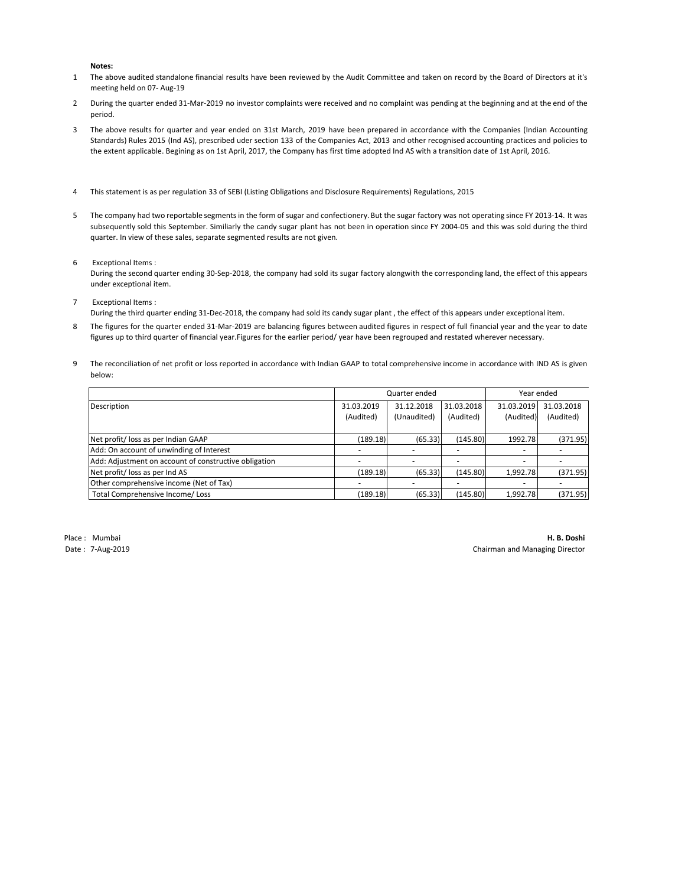**Notes:**

1. The above audited standalone financial results have been reviewed by the Audit Committee and taken on record by the Board of Directors at it's meeting held on 07- Aug-19
2. During the quarter ended 31-Mar-2019 no investor complaints were received and no complaint was pending at the beginning and at the end of the period.
3. The above results for quarter and year ended on 31st March, 2019 have been prepared in accordance with the Companies (Indian Accounting Standards) Rules 2015 (Ind AS), prescribed uder section 133 of the Companies Act, 2013 and other recognised accounting practices and policies to the extent applicable. Begining as on 1st April, 2017, the Company has first time adopted Ind AS with a transition date of 1st April, 2016.
4. This statement is as per regulation 33 of SEBI (Listing Obligations and Disclosure Requirements) Regulations, 2015
5. The company had two reportable segments in the form of sugar and confectionery. But the sugar factory was not operating since FY 2013-14. It was subsequently sold this September. Similiarly the candy sugar plant has not been in operation since FY 2004-05 and this was sold during the third quarter. In view of these sales, separate segmented results are not given.
6. Exceptional Items :
   During the second quarter ending 30-Sep-2018, the company had sold its sugar factory alongwith the corresponding land, the effect of this appears under exceptional item.
7. Exceptional Items :
   During the third quarter ending 31-Dec-2018, the company had sold its candy sugar plant , the effect of this appears under exceptional item.
8. The figures for the quarter ended 31-Mar-2019 are balancing figures between audited figures in respect of full financial year and the year to date figures up to third quarter of financial year.Figures for the earlier period/ year have been regrouped and restated wherever necessary.
9. The reconciliation of net profit or loss reported in accordance with Indian GAAP to total comprehensive income in accordance with IND AS is given below:

| | Quarter ended | | | Year ended | |
|---|---|---|---|---|---|
| Description | 31.03.2019 (Audited) | 31.12.2018 (Unaudited) | 31.03.2018 (Audited) | 31.03.2019 (Audited) | 31.03.2018 (Audited) |
| Net profit/ loss as per Indian GAAP | (189.18) | (65.33) | (145.80) | 1992.78 | (371.95) |
| Add: On account of unwinding of Interest | - | - | - | - | - |
| Add: Adjustment on account of constructive obligation | - | - | - | - | - |
| Net profit/ loss as per Ind AS | (189.18) | (65.33) | (145.80) | 1,992.78 | (371.95) |
| Other comprehensive income (Net of Tax) | - | - | - | - | - |
| Total Comprehensive Income/ Loss | (189.18) | (65.33) | (145.80) | 1,992.78 | (371.95) |

Place : Mumbai
Date : 7-Aug-2019

**H. B. Doshi**
Chairman and Managing Director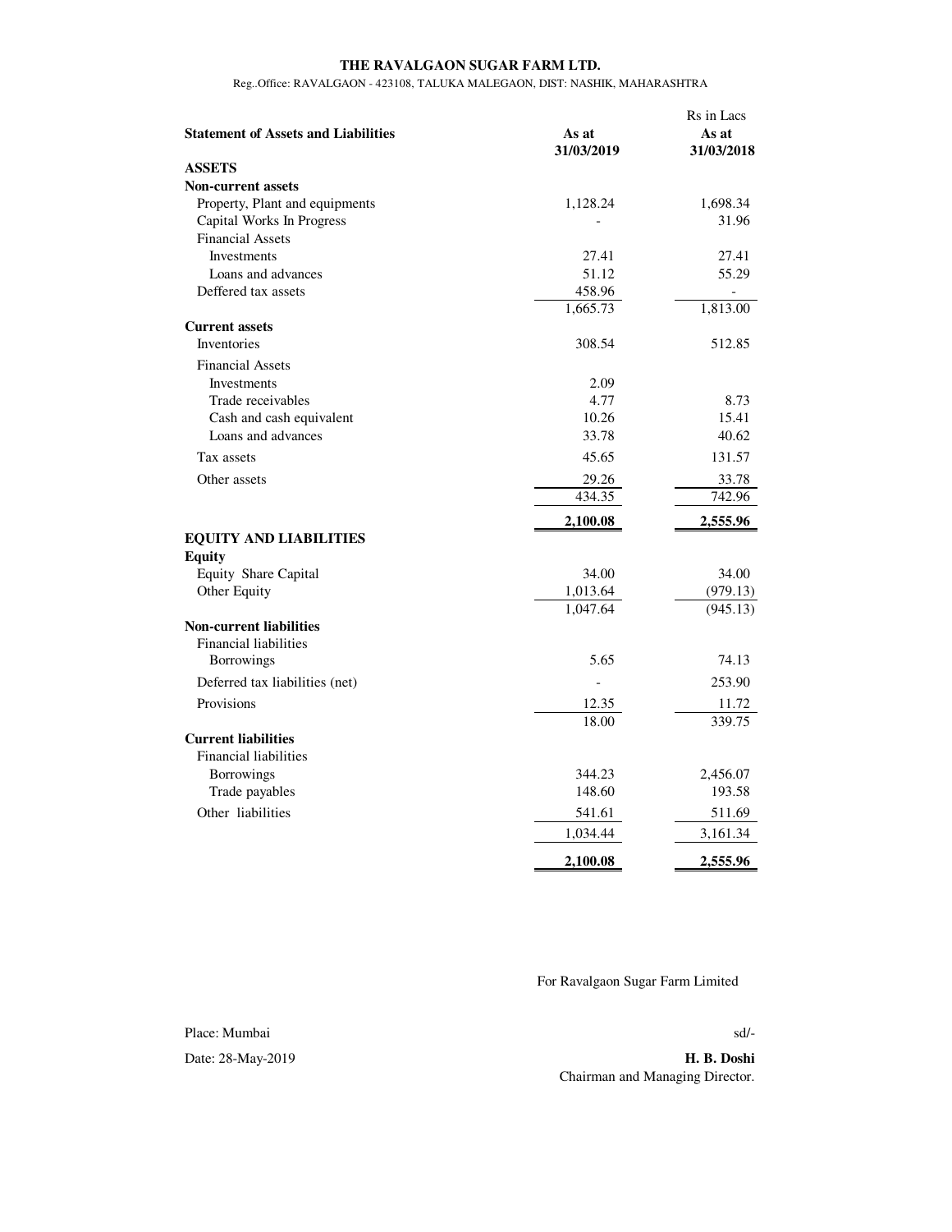**THE RAVALGAON SUGAR FARM LTD.**

Reg..Office: RAVALGAON - 423108, TALUKA MALEGAON, DIST: NASHIK, MAHARASHTRA

| Statement of Assets and Liabilities | As at 31/03/2019 | Rs in Lacs As at 31/03/2018 |
|---|---|---|
| **ASSETS** | | |
| **Non-current assets** | | |
| Property, Plant and equipments | 1,128.24 | 1,698.34 |
| Capital Works In Progress | - | 31.96 |
| Financial Assets | | |
| Investments | 27.41 | 27.41 |
| Loans and advances | 51.12 | 55.29 |
| Deffered tax assets | 458.96 | - |
| | 1,665.73 | 1,813.00 |
| **Current assets** | | |
| Inventories | 308.54 | 512.85 |
| Financial Assets | | |
| Investments | 2.09 | |
| Trade receivables | 4.77 | 8.73 |
| Cash and cash equivalent | 10.26 | 15.41 |
| Loans and advances | 33.78 | 40.62 |
| Tax assets | 45.65 | 131.57 |
| Other assets | 29.26 | 33.78 |
| | 434.35 | 742.96 |
| | **2,100.08** | **2,555.96** |
| **EQUITY AND LIABILITIES** | | |
| **Equity** | | |
| Equity Share Capital | 34.00 | 34.00 |
| Other Equity | 1,013.64 | (979.13) |
| | 1,047.64 | (945.13) |
| **Non-current liabilities** | | |
| Financial liabilities | | |
| Borrowings | 5.65 | 74.13 |
| Deferred tax liabilities (net) | - | 253.90 |
| Provisions | 12.35 | 11.72 |
| | 18.00 | 339.75 |
| **Current liabilities** | | |
| Financial liabilities | | |
| Borrowings | 344.23 | 2,456.07 |
| Trade payables | 148.60 | 193.58 |
| Other liabilities | 541.61 | 511.69 |
| | 1,034.44 | 3,161.34 |
| | **2,100.08** | **2,555.96** |

For Ravalgaon Sugar Farm Limited

Place: Mumbai

Date: 28-May-2019

sd/-

**H. B. Doshi**

Chairman and Managing Director.